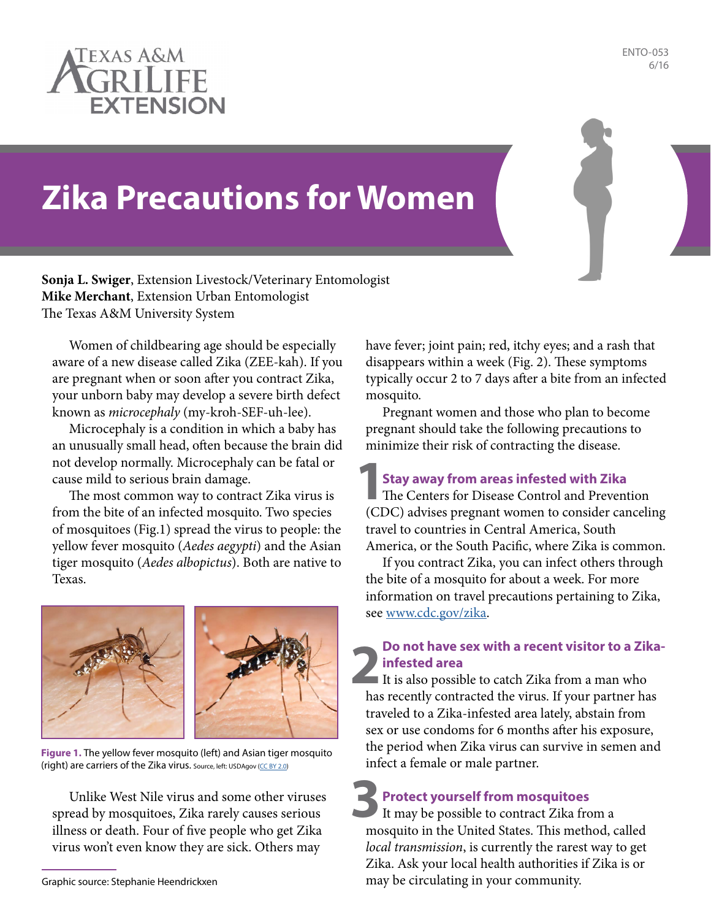ENTO-053
6/16

# Zika Precautions for Women

**Sonja L. Swiger**, Extension Livestock/Veterinary Entomologist
**Mike Merchant**, Extension Urban Entomologist
The Texas A&M University System

Women of childbearing age should be especially aware of a new disease called Zika (ZEE-kah). If you are pregnant when or soon after you contract Zika, your unborn baby may develop a severe birth defect known as *microcephaly* (my-kroh-SEF-uh-lee).

Microcephaly is a condition in which a baby has an unusually small head, often because the brain did not develop normally. Microcephaly can be fatal or cause mild to serious brain damage.

The most common way to contract Zika virus is from the bite of an infected mosquito. Two species of mosquitoes (Fig.1) spread the virus to people: the yellow fever mosquito (*Aedes aegypti*) and the Asian tiger mosquito (*Aedes albopictus*). Both are native to Texas.

**Figure 1.** The yellow fever mosquito (left) and Asian tiger mosquito (right) are carriers of the Zika virus. Source, left: USDAgov (CC BY 2.0)

Unlike West Nile virus and some other viruses spread by mosquitoes, Zika rarely causes serious illness or death. Four of five people who get Zika virus won't even know they are sick. Others may have fever; joint pain; red, itchy eyes; and a rash that disappears within a week (Fig. 2). These symptoms typically occur 2 to 7 days after a bite from an infected mosquito.

Pregnant women and those who plan to become pregnant should take the following precautions to minimize their risk of contracting the disease.

## 1 Stay away from areas infested with Zika

The Centers for Disease Control and Prevention (CDC) advises pregnant women to consider canceling travel to countries in Central America, South America, or the South Pacific, where Zika is common.

If you contract Zika, you can infect others through the bite of a mosquito for about a week. For more information on travel precautions pertaining to Zika, see www.cdc.gov/zika.

## 2 Do not have sex with a recent visitor to a Zika-infested area

It is also possible to catch Zika from a man who has recently contracted the virus. If your partner has traveled to a Zika-infested area lately, abstain from sex or use condoms for 6 months after his exposure, the period when Zika virus can survive in semen and infect a female or male partner.

## 3 Protect yourself from mosquitoes

It may be possible to contract Zika from a mosquito in the United States. This method, called *local transmission*, is currently the rarest way to get Zika. Ask your local health authorities if Zika is or may be circulating in your community.

Graphic source: Stephanie Heendrickxen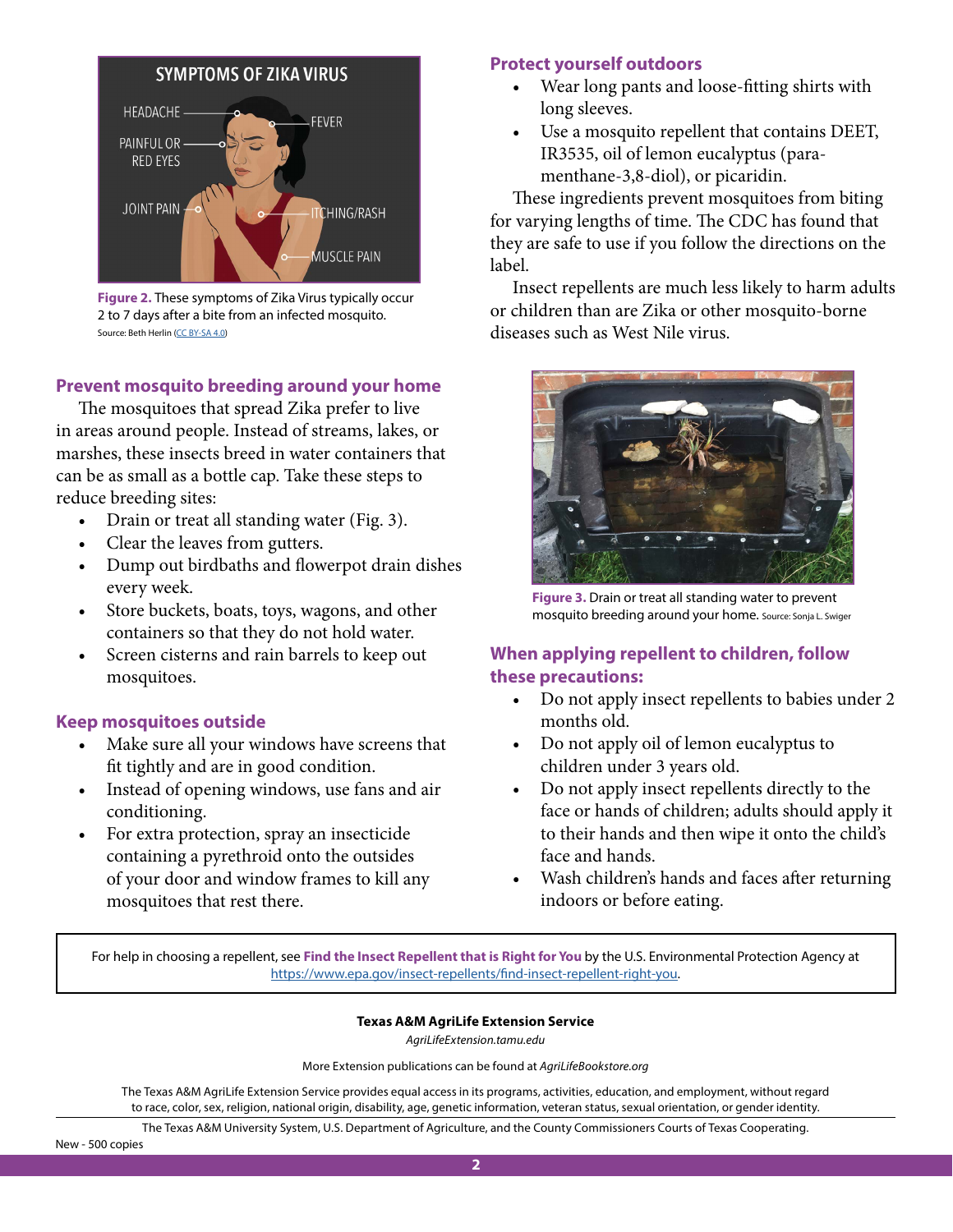SYMPTOMS OF ZIKA VIRUS

HEADACHE

FEVER

PAINFUL OR RED EYES

JOINT PAIN

ITCHING/RASH

MUSCLE PAIN

**Figure 2.** These symptoms of Zika Virus typically occur 2 to 7 days after a bite from an infected mosquito. Source: Beth Herlin (CC BY-SA 4.0)

## Prevent mosquito breeding around your home

The mosquitoes that spread Zika prefer to live in areas around people. Instead of streams, lakes, or marshes, these insects breed in water containers that can be as small as a bottle cap. Take these steps to reduce breeding sites:

- Drain or treat all standing water (Fig. 3).
- Clear the leaves from gutters.
- Dump out birdbaths and flowerpot drain dishes every week.
- Store buckets, boats, toys, wagons, and other containers so that they do not hold water.
- Screen cisterns and rain barrels to keep out mosquitoes.

## Keep mosquitoes outside

- Make sure all your windows have screens that fit tightly and are in good condition.
- Instead of opening windows, use fans and air conditioning.
- For extra protection, spray an insecticide containing a pyrethroid onto the outsides of your door and window frames to kill any mosquitoes that rest there.

## Protect yourself outdoors

- Wear long pants and loose-fitting shirts with long sleeves.
- Use a mosquito repellent that contains DEET, IR3535, oil of lemon eucalyptus (para-menthane-3,8-diol), or picaridin.

These ingredients prevent mosquitoes from biting for varying lengths of time. The CDC has found that they are safe to use if you follow the directions on the label.

Insect repellents are much less likely to harm adults or children than are Zika or other mosquito-borne diseases such as West Nile virus.

**Figure 3.** Drain or treat all standing water to prevent mosquito breeding around your home. Source: Sonja L. Swiger

## When applying repellent to children, follow these precautions:

- Do not apply insect repellents to babies under 2 months old.
- Do not apply oil of lemon eucalyptus to children under 3 years old.
- Do not apply insect repellents directly to the face or hands of children; adults should apply it to their hands and then wipe it onto the child's face and hands.
- Wash children's hands and faces after returning indoors or before eating.

For help in choosing a repellent, see **Find the Insect Repellent that is Right for You** by the U.S. Environmental Protection Agency at https://www.epa.gov/insect-repellents/find-insect-repellent-right-you.

**Texas A&M AgriLife Extension Service**

*AgriLifeExtension.tamu.edu*

More Extension publications can be found at *AgriLifeBookstore.org*

The Texas A&M AgriLife Extension Service provides equal access in its programs, activities, education, and employment, without regard to race, color, sex, religion, national origin, disability, age, genetic information, veteran status, sexual orientation, or gender identity.

The Texas A&M University System, U.S. Department of Agriculture, and the County Commissioners Courts of Texas Cooperating.

New - 500 copies